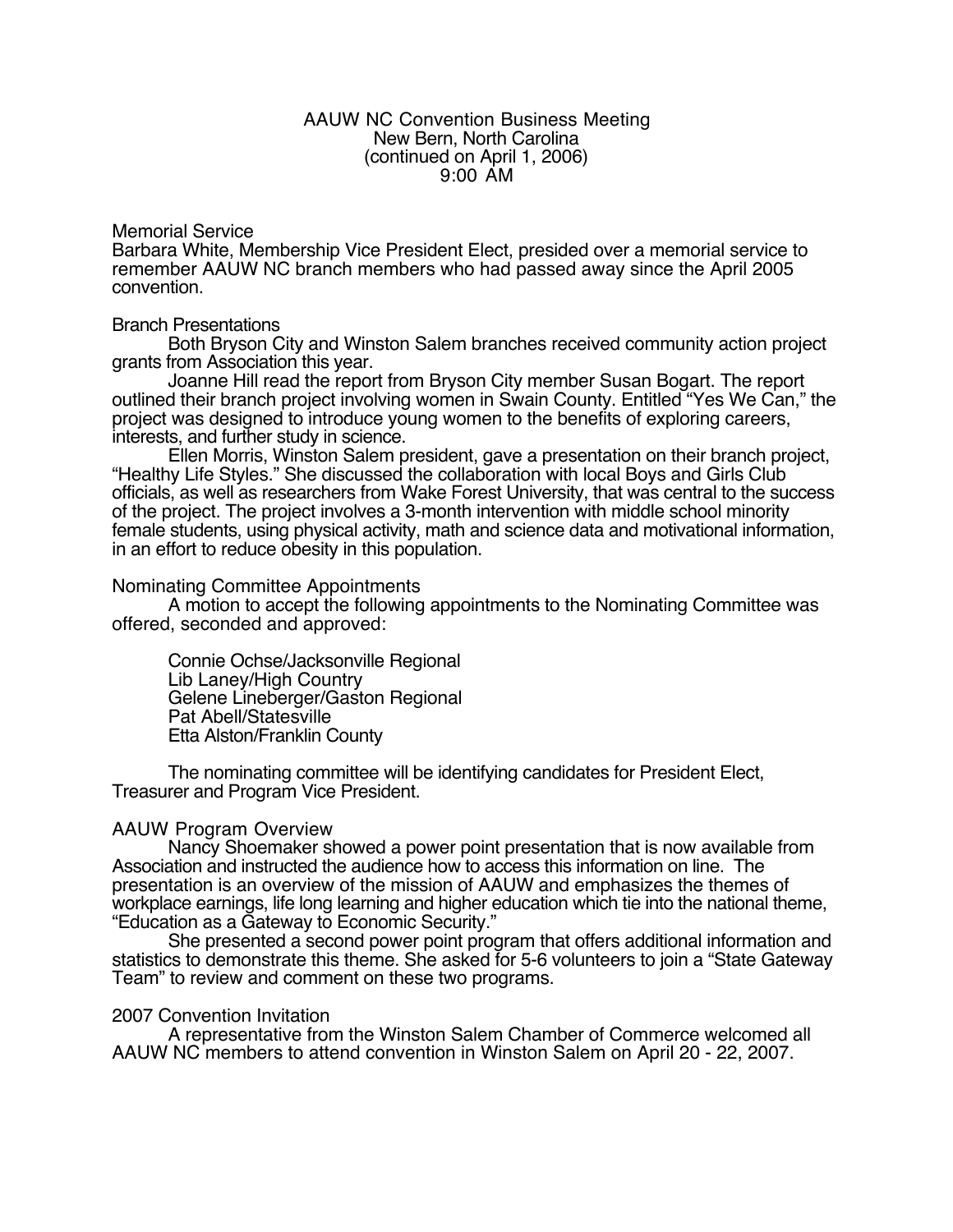# AAUW NC Convention Business Meeting
## New Bern, North Carolina
## (continued on April 1, 2006)
## 9:00 AM

### Memorial Service

Barbara White, Membership Vice President Elect, presided over a memorial service to remember AAUW NC branch members who had passed away since the April 2005 convention.

### Branch Presentations

Both Bryson City and Winston Salem branches received community action project grants from Association this year.

Joanne Hill read the report from Bryson City member Susan Bogart. The report outlined their branch project involving women in Swain County. Entitled "Yes We Can," the project was designed to introduce young women to the benefits of exploring careers, interests, and further study in science.

Ellen Morris, Winston Salem president, gave a presentation on their branch project, "Healthy Life Styles." She discussed the collaboration with local Boys and Girls Club officials, as well as researchers from Wake Forest University, that was central to the success of the project. The project involves a 3-month intervention with middle school minority female students, using physical activity, math and science data and motivational information, in an effort to reduce obesity in this population.

### Nominating Committee Appointments

A motion to accept the following appointments to the Nominating Committee was offered, seconded and approved:

- Connie Ochse/Jacksonville Regional
- Lib Laney/High Country
- Gelene Lineberger/Gaston Regional
- Pat Abell/Statesville
- Etta Alston/Franklin County

The nominating committee will be identifying candidates for President Elect, Treasurer and Program Vice President.

### AAUW Program Overview

Nancy Shoemaker showed a power point presentation that is now available from Association and instructed the audience how to access this information on line. The presentation is an overview of the mission of AAUW and emphasizes the themes of workplace earnings, life long learning and higher education which tie into the national theme, "Education as a Gateway to Economic Security."

She presented a second power point program that offers additional information and statistics to demonstrate this theme. She asked for 5-6 volunteers to join a "State Gateway Team" to review and comment on these two programs.

### 2007 Convention Invitation

A representative from the Winston Salem Chamber of Commerce welcomed all AAUW NC members to attend convention in Winston Salem on April 20 - 22, 2007.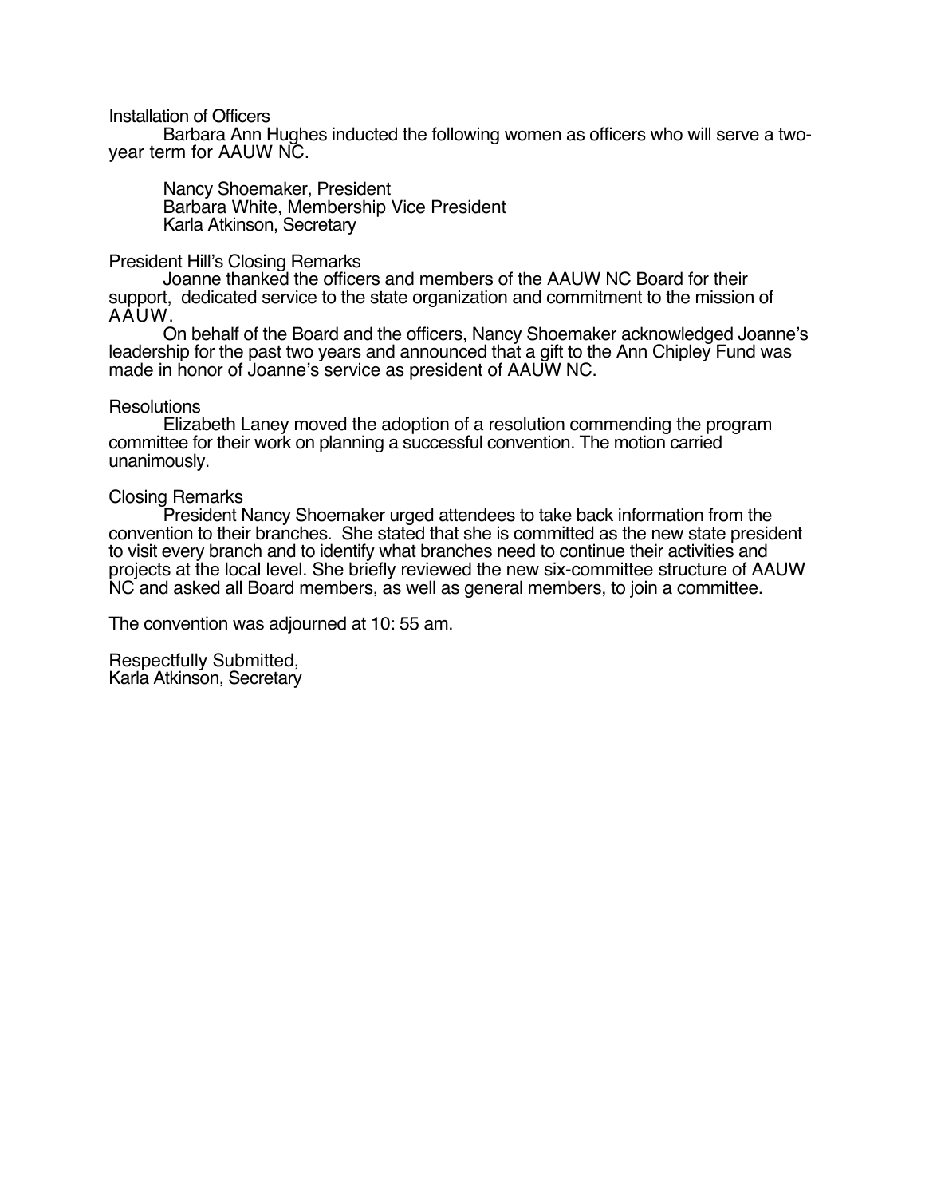### Installation of Officers

Barbara Ann Hughes inducted the following women as officers who will serve a two-year term for AAUW NC.

Nancy Shoemaker, President
Barbara White, Membership Vice President
Karla Atkinson, Secretary

### President Hill's Closing Remarks

Joanne thanked the officers and members of the AAUW NC Board for their support, dedicated service to the state organization and commitment to the mission of AAUW.

On behalf of the Board and the officers, Nancy Shoemaker acknowledged Joanne's leadership for the past two years and announced that a gift to the Ann Chipley Fund was made in honor of Joanne's service as president of AAUW NC.

### Resolutions

Elizabeth Laney moved the adoption of a resolution commending the program committee for their work on planning a successful convention. The motion carried unanimously.

### Closing Remarks

President Nancy Shoemaker urged attendees to take back information from the convention to their branches. She stated that she is committed as the new state president to visit every branch and to identify what branches need to continue their activities and projects at the local level. She briefly reviewed the new six-committee structure of AAUW NC and asked all Board members, as well as general members, to join a committee.

The convention was adjourned at 10: 55 am.

Respectfully Submitted,
Karla Atkinson, Secretary